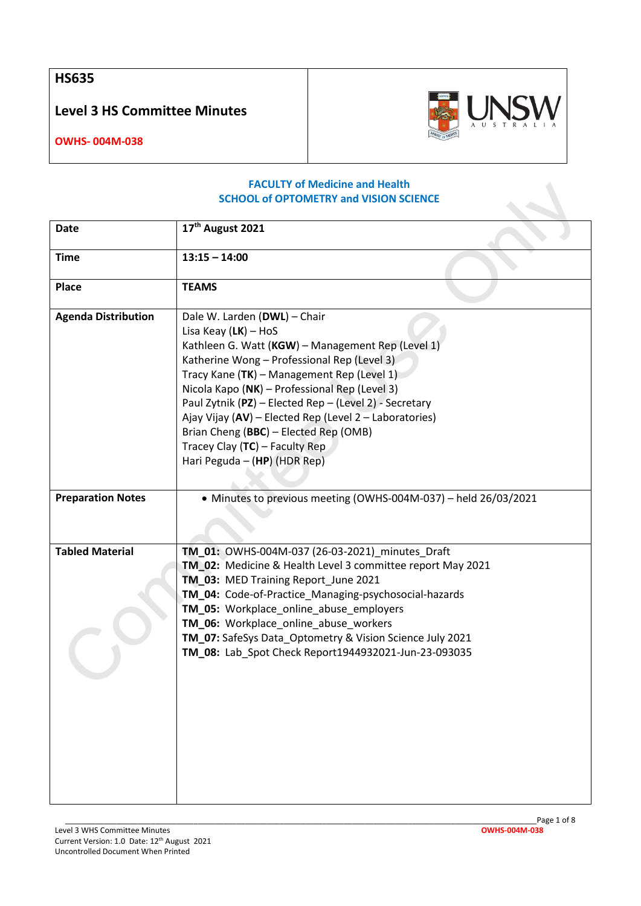| **HS635** | |
|---|---|
| **Level 3 HS Committee Minutes** | |
| **OWHS- 004M-038** | |

**FACULTY of Medicine and Health**
**SCHOOL of OPTOMETRY and VISION SCIENCE**

| | |
|---|---|
| **Date** | **17th August 2021** |
| **Time** | **13:15 – 14:00** |
| **Place** | **TEAMS** |
| **Agenda Distribution** | Dale W. Larden (**DWL**) – Chair<br>Lisa Keay (**LK**) – HoS<br>Kathleen G. Watt (**KGW**) – Management Rep (Level 1)<br>Katherine Wong – Professional Rep (Level 3)<br>Tracy Kane (**TK**) – Management Rep (Level 1)<br>Nicola Kapo (**NK**) – Professional Rep (Level 3)<br>Paul Zytnik (**PZ**) – Elected Rep – (Level 2) - Secretary<br>Ajay Vijay (**AV**) – Elected Rep (Level 2 – Laboratories)<br>Brian Cheng (**BBC**) – Elected Rep (OMB)<br>Tracey Clay (**TC**) – Faculty Rep<br>Hari Peguda – (**HP**) (HDR Rep) |
| **Preparation Notes** | • Minutes to previous meeting (OWHS-004M-037) – held 26/03/2021 |
| **Tabled Material** | **TM_01:** OWHS-004M-037 (26-03-2021)_minutes_Draft<br>**TM_02:** Medicine & Health Level 3 committee report May 2021<br>**TM_03:** MED Training Report_June 2021<br>**TM_04:** Code-of-Practice_Managing-psychosocial-hazards<br>**TM_05:** Workplace_online_abuse_employers<br>**TM_06:** Workplace_online_abuse_workers<br>**TM_07:** SafeSys Data_Optometry & Vision Science July 2021<br>**TM_08:** Lab_Spot Check Report1944932021-Jun-23-093035 |

Level 3 WHS Committee Minutes
Current Version: 1.0 Date: 12th August 2021
Uncontrolled Document When Printed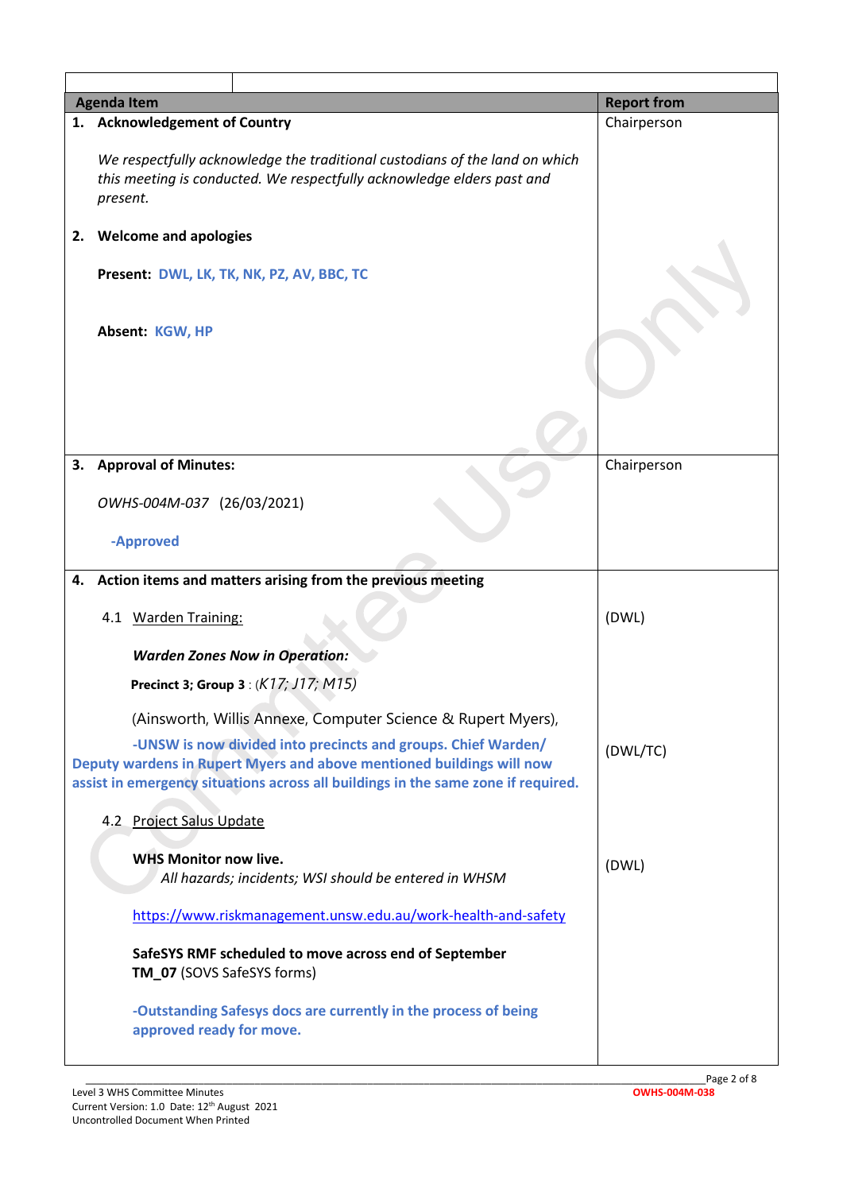| Agenda Item | Report from |
|---|---|
| **1. Acknowledgement of Country**<br><br>*We respectfully acknowledge the traditional custodians of the land on which this meeting is conducted. We respectfully acknowledge elders past and present.*<br><br>**2. Welcome and apologies**<br><br>**Present: DWL, LK, TK, NK, PZ, AV, BBC, TC**<br><br>**Absent: KGW, HP** | Chairperson |
| **3. Approval of Minutes:**<br><br>*OWHS-004M-037* (26/03/2021)<br><br>**-Approved** | Chairperson |
| **4. Action items and matters arising from the previous meeting** | |
| 4.1 Warden Training: | (DWL) |
| ***Warden Zones Now in Operation:***<br><br>**Precinct 3; Group 3** : (*K17; J17; M15)*<br><br>(Ainsworth, Willis Annexe, Computer Science & Rupert Myers),<br><br>**-UNSW is now divided into precincts and groups. Chief Warden/ Deputy wardens in Rupert Myers and above mentioned buildings will now assist in emergency situations across all buildings in the same zone if required.** | (DWL/TC) |
| 4.2 Project Salus Update | |
| **WHS Monitor now live.**<br>*All hazards; incidents; WSI should be entered in WHSM*<br><br>https://www.riskmanagement.unsw.edu.au/work-health-and-safety<br><br>**SafeSYS RMF scheduled to move across end of September**<br>**TM_07** (SOVS SafeSYS forms)<br><br>**-Outstanding Safesys docs are currently in the process of being approved ready for move.** | (DWL) |

Level 3 WHS Committee Minutes
Current Version: 1.0 Date: 12th August 2021
Uncontrolled Document When Printed
OWHS-004M-038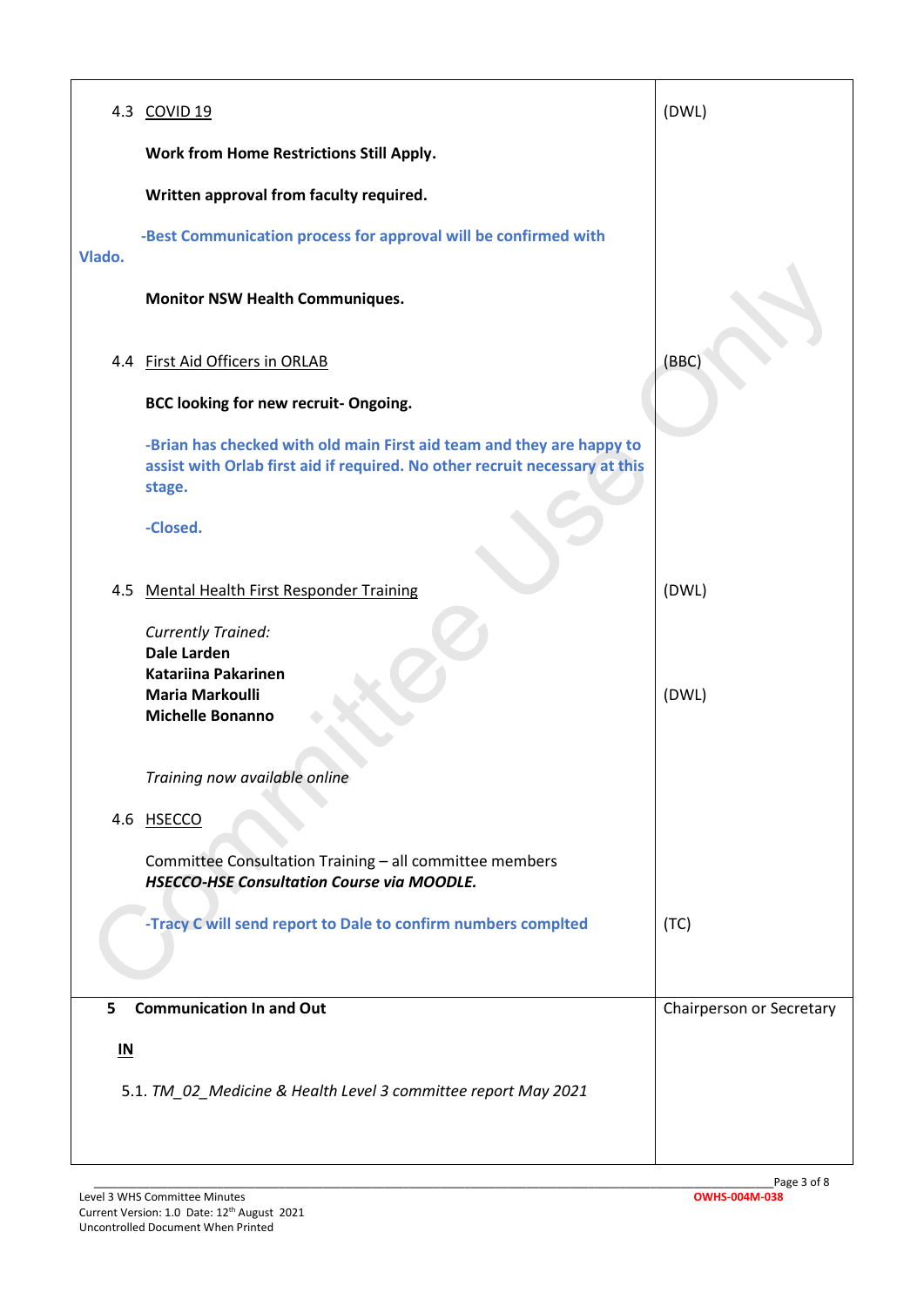| | |
|---|---|
| 4.3 COVID 19<br><br>**Work from Home Restrictions Still Apply.**<br><br>**Written approval from faculty required.**<br><br>**-Best Communication process for approval will be confirmed with Vlado.**<br><br>**Monitor NSW Health Communiques.** | (DWL) |
| 4.4 First Aid Officers in ORLAB<br><br>**BCC looking for new recruit- Ongoing.**<br><br>**-Brian has checked with old main First aid team and they are happy to assist with Orlab first aid if required. No other recruit necessary at this stage.**<br><br>**-Closed.** | (BBC) |
| 4.5 Mental Health First Responder Training<br><br>*Currently Trained:*<br>**Dale Larden**<br>**Katariina Pakarinen**<br>**Maria Markoulli**<br>**Michelle Bonanno**<br><br>*Training now available online* | (DWL)<br><br>(DWL) |
| 4.6 HSECCO<br><br>Committee Consultation Training – all committee members<br>***HSECCO-HSE Consultation Course via MOODLE.***<br><br>**-Tracy C will send report to Dale to confirm numbers complted** | (TC) |
| **5 Communication In and Out**<br><br>**IN**<br><br>5.1. *TM_02_Medicine & Health Level 3 committee report May 2021* | Chairperson or Secretary |

Level 3 WHS Committee Minutes
Current Version: 1.0 Date: 12th August 2021
Uncontrolled Document When Printed
OWHS-004M-038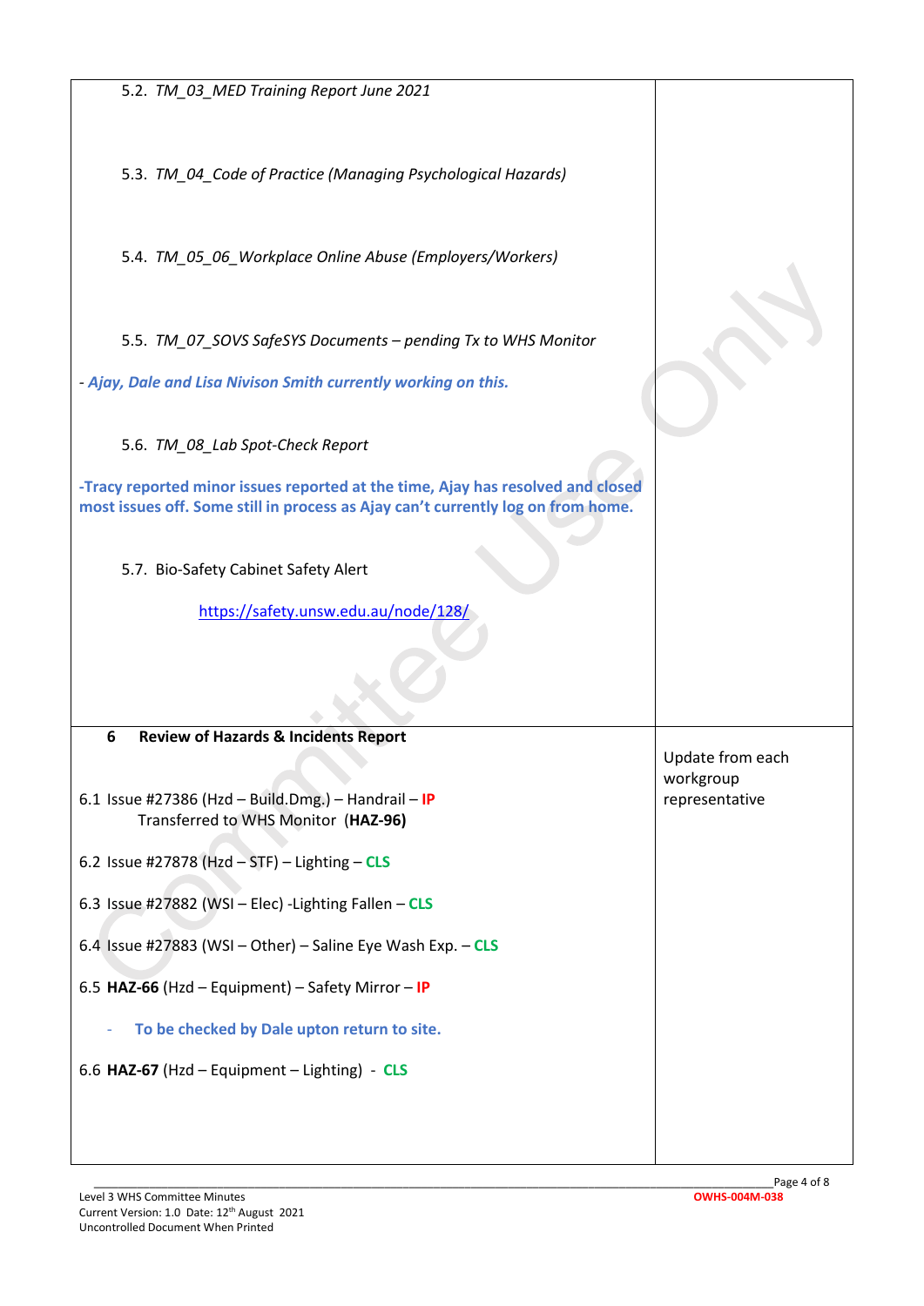| | |
|---|---|
| 5.2. *TM_03_MED Training Report June 2021*<br><br>5.3. *TM_04_Code of Practice (Managing Psychological Hazards)*<br><br>5.4. *TM_05_06_Workplace Online Abuse (Employers/Workers)*<br><br>5.5. *TM_07_SOVS SafeSYS Documents – pending Tx to WHS Monitor*<br><br>***- Ajay, Dale and Lisa Nivison Smith currently working on this.***<br><br>5.6. *TM_08_Lab Spot-Check Report*<br><br>**-Tracy reported minor issues reported at the time, Ajay has resolved and closed most issues off. Some still in process as Ajay can't currently log on from home.**<br><br>5.7. Bio-Safety Cabinet Safety Alert<br><br>https://safety.unsw.edu.au/node/128/ | |
| **6 Review of Hazards & Incidents Report**<br><br>6.1 Issue #27386 (Hzd – Build.Dmg.) – Handrail – **IP**<br>Transferred to WHS Monitor (**HAZ-96**)<br><br>6.2 Issue #27878 (Hzd – STF) – Lighting – **CLS**<br><br>6.3 Issue #27882 (WSI – Elec) -Lighting Fallen – **CLS**<br><br>6.4 Issue #27883 (WSI – Other) – Saline Eye Wash Exp. – **CLS**<br><br>6.5 **HAZ-66** (Hzd – Equipment) – Safety Mirror – **IP**<br><br>- **To be checked by Dale upton return to site.**<br><br>6.6 **HAZ-67** (Hzd – Equipment – Lighting) - **CLS** | Update from each workgroup representative |

Level 3 WHS Committee Minutes
Current Version: 1.0 Date: 12th August 2021
Uncontrolled Document When Printed
OWHS-004M-038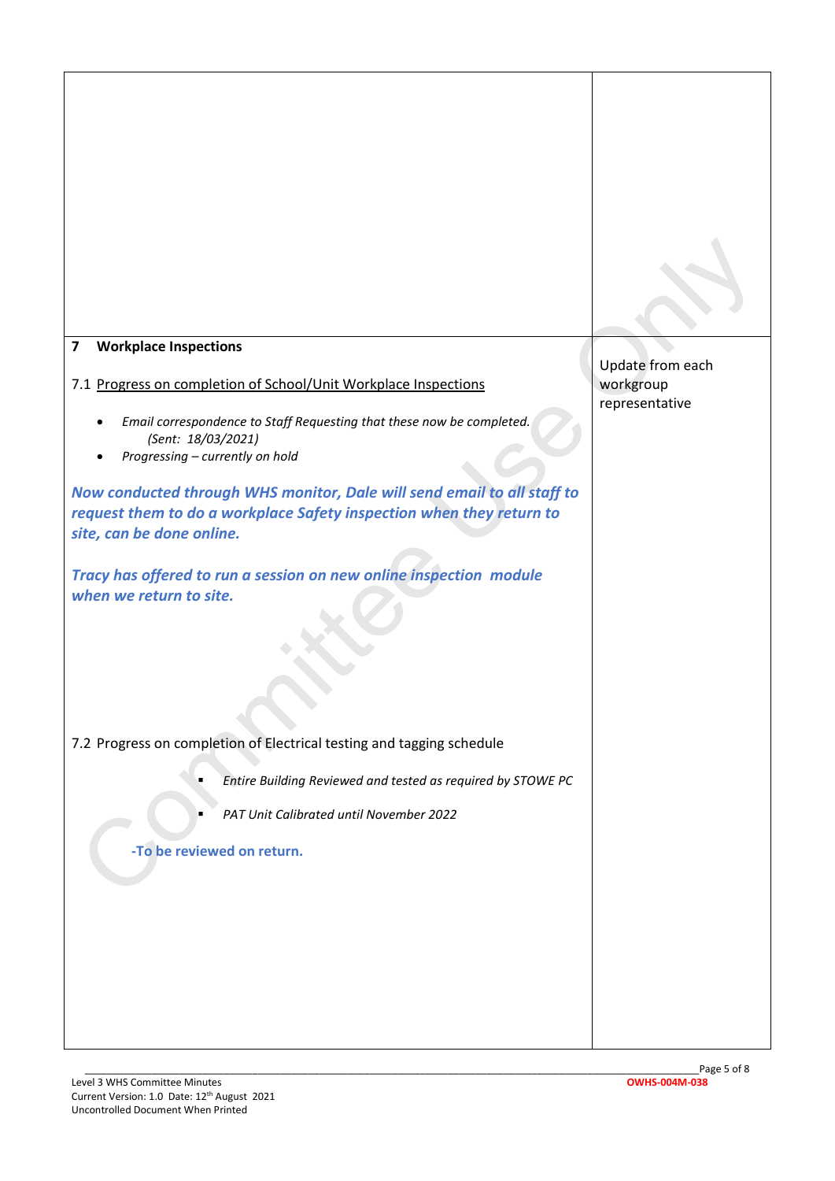|  |  |
|---|---|
|  |  |
| **7 Workplace Inspections**<br><br>7.1 <u>Progress on completion of School/Unit Workplace Inspections</u><br><br>- *Email correspondence to Staff Requesting that these now be completed. (Sent: 18/03/2021)*<br>- *Progressing – currently on hold*<br><br>***Now conducted through WHS monitor, Dale will send email to all staff to request them to do a workplace Safety inspection when they return to site, can be done online.***<br><br>***Tracy has offered to run a session on new online inspection module when we return to site.***<br><br>7.2 Progress on completion of Electrical testing and tagging schedule<br><br>- *Entire Building Reviewed and tested as required by STOWE PC*<br>- *PAT Unit Calibrated until November 2022*<br><br>**-To be reviewed on return.** | Update from each workgroup representative |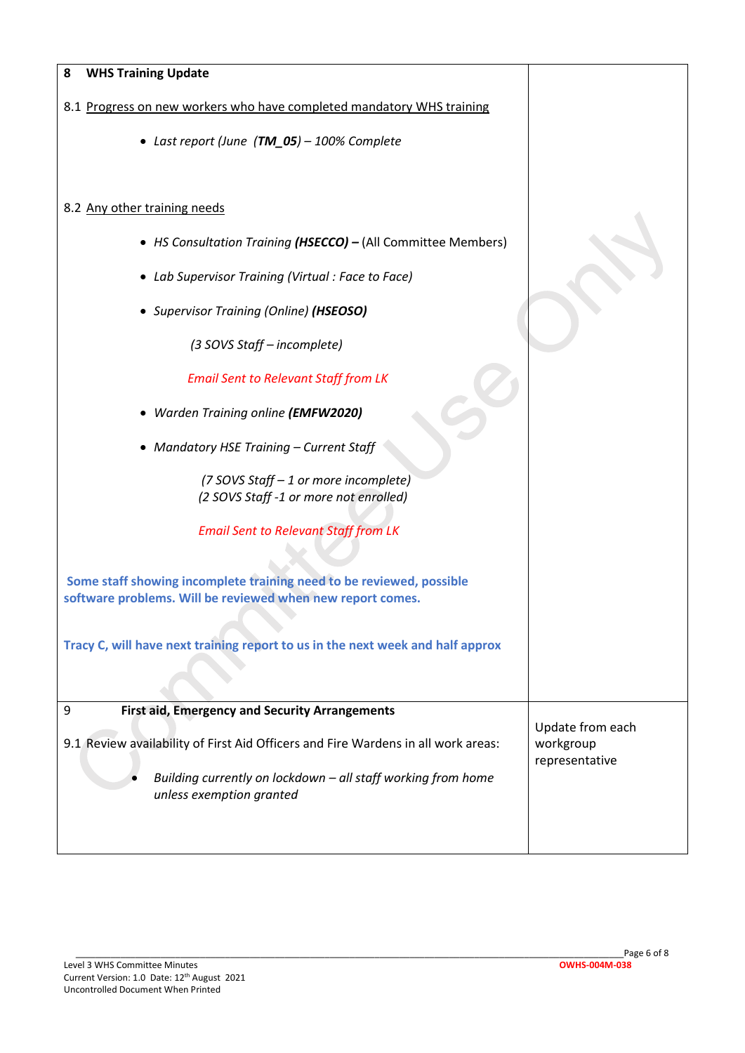| 8 **WHS Training Update** | |
|---|---|
| 8.1 Progress on new workers who have completed mandatory WHS training<br><br>• *Last report (June (**TM_05**) – 100% Complete*<br><br>8.2 Any other training needs<br><br>• *HS Consultation Training **(HSECCO) –*** (All Committee Members)<br>• *Lab Supervisor Training (Virtual : Face to Face)*<br>• *Supervisor Training (Online) **(HSEOSO)***<br>*(3 SOVS Staff – incomplete)*<br>*Email Sent to Relevant Staff from LK*<br>• *Warden Training online **(EMFW2020)***<br>• *Mandatory HSE Training – Current Staff*<br>*(7 SOVS Staff – 1 or more incomplete)*<br>*(2 SOVS Staff -1 or more not enrolled)*<br>*Email Sent to Relevant Staff from LK*<br><br>**Some staff showing incomplete training need to be reviewed, possible software problems. Will be reviewed when new report comes.**<br><br>**Tracy C, will have next training report to us in the next week and half approx** | |
| 9 **First aid, Emergency and Security Arrangements**<br><br>9.1 Review availability of First Aid Officers and Fire Wardens in all work areas:<br><br>• *Building currently on lockdown – all staff working from home unless exemption granted* | Update from each workgroup representative |

Level 3 WHS Committee Minutes
Current Version: 1.0 Date: 12th August 2021
Uncontrolled Document When Printed
OWHS-004M-038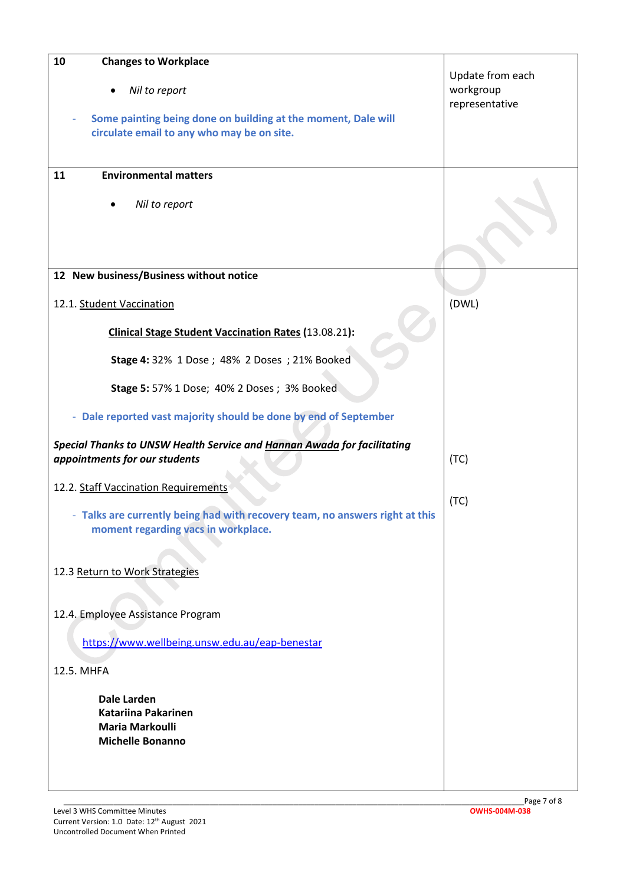| | |
|---|---|
| **10 Changes to Workplace**<br><br>• *Nil to report*<br><br>- **Some painting being done on building at the moment, Dale will circulate email to any who may be on site.** | Update from each workgroup representative |
| **11 Environmental matters**<br><br>• *Nil to report* | |
| **12 New business/Business without notice**<br><br>12.1. Student Vaccination<br><br>**Clinical Stage Student Vaccination Rates** (13.08.21)**:**<br><br>**Stage 4:** 32% 1 Dose ; 48% 2 Doses ; 21% Booked<br><br>**Stage 5:** 57% 1 Dose; 40% 2 Doses ; 3% Booked<br><br>- **Dale reported vast majority should be done by end of September**<br><br>***Special Thanks to UNSW Health Service and Hannan Awada for facilitating appointments for our students***<br><br>12.2. Staff Vaccination Requirements<br><br>- **Talks are currently being had with recovery team, no answers right at this moment regarding vacs in workplace.**<br><br>12.3 Return to Work Strategies<br><br>12.4. Employee Assistance Program<br><br>https://www.wellbeing.unsw.edu.au/eap-benestar<br><br>12.5. MHFA<br><br>**Dale Larden**<br>**Katariina Pakarinen**<br>**Maria Markoulli**<br>**Michelle Bonanno** | (DWL)<br><br>(TC)<br><br>(TC) |

Level 3 WHS Committee Minutes
Current Version: 1.0 Date: 12th August 2021
Uncontrolled Document When Printed
OWHS-004M-038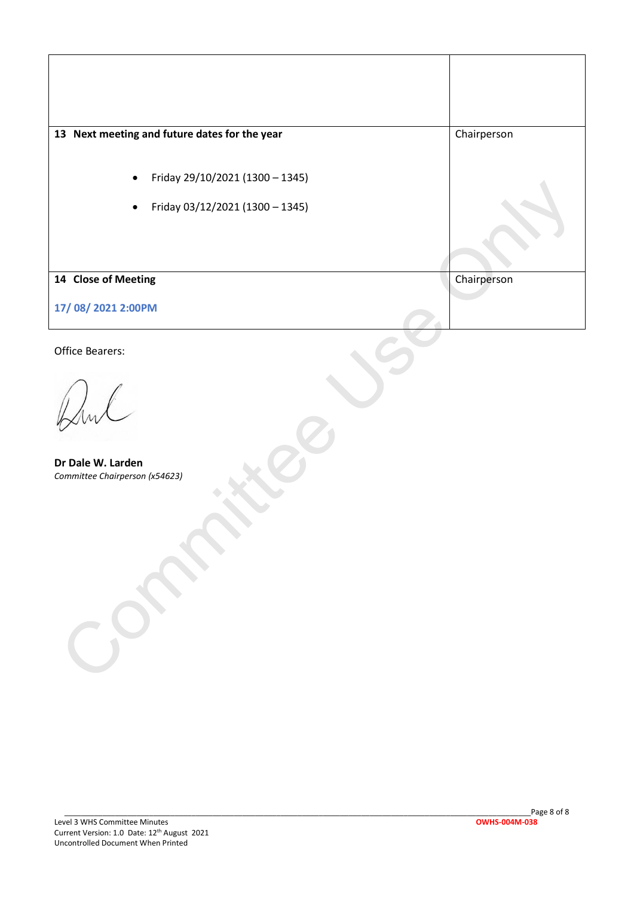| | |
|---|---|
| | |
| **13 Next meeting and future dates for the year**<br><br>• Friday 29/10/2021 (1300 – 1345)<br>• Friday 03/12/2021 (1300 – 1345) | Chairperson |
| **14 Close of Meeting**<br><br>**17/ 08/ 2021 2:00PM** | Chairperson |

Office Bearers:

**Dr Dale W. Larden**
*Committee Chairperson (x54623)*

Level 3 WHS Committee Minutes
Current Version: 1.0 Date: 12th August 2021
Uncontrolled Document When Printed

**OWHS-004M-038**